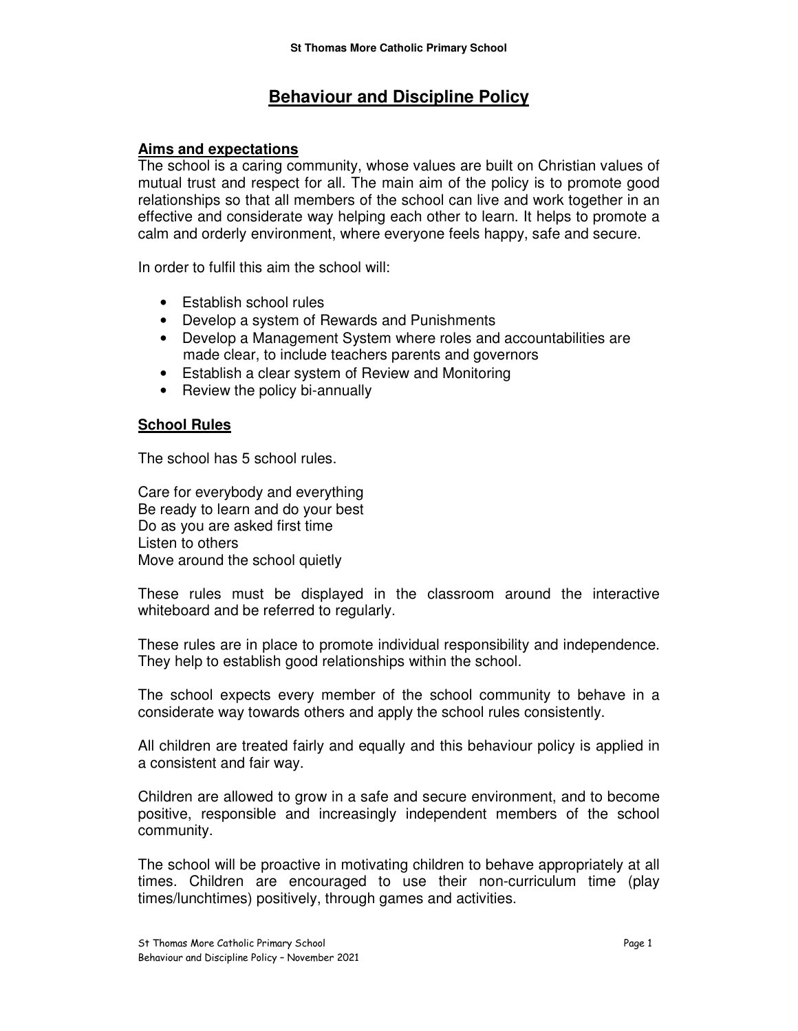# Behaviour and Discipline Policy

## Aims and expectations

The school is a caring community, whose values are built on Christian values of mutual trust and respect for all. The main aim of the policy is to promote good relationships so that all members of the school can live and work together in an effective and considerate way helping each other to learn. It helps to promote a calm and orderly environment, where everyone feels happy, safe and secure.

In order to fulfil this aim the school will:

- Establish school rules
- Develop a system of Rewards and Punishments
- Develop a Management System where roles and accountabilities are made clear, to include teachers parents and governors
- Establish a clear system of Review and Monitoring
- Review the policy bi-annually

## School Rules

The school has 5 school rules.

Care for everybody and everything
Be ready to learn and do your best
Do as you are asked first time
Listen to others
Move around the school quietly

These rules must be displayed in the classroom around the interactive whiteboard and be referred to regularly.

These rules are in place to promote individual responsibility and independence. They help to establish good relationships within the school.

The school expects every member of the school community to behave in a considerate way towards others and apply the school rules consistently.

All children are treated fairly and equally and this behaviour policy is applied in a consistent and fair way.

Children are allowed to grow in a safe and secure environment, and to become positive, responsible and increasingly independent members of the school community.

The school will be proactive in motivating children to behave appropriately at all times. Children are encouraged to use their non-curriculum time (play times/lunchtimes) positively, through games and activities.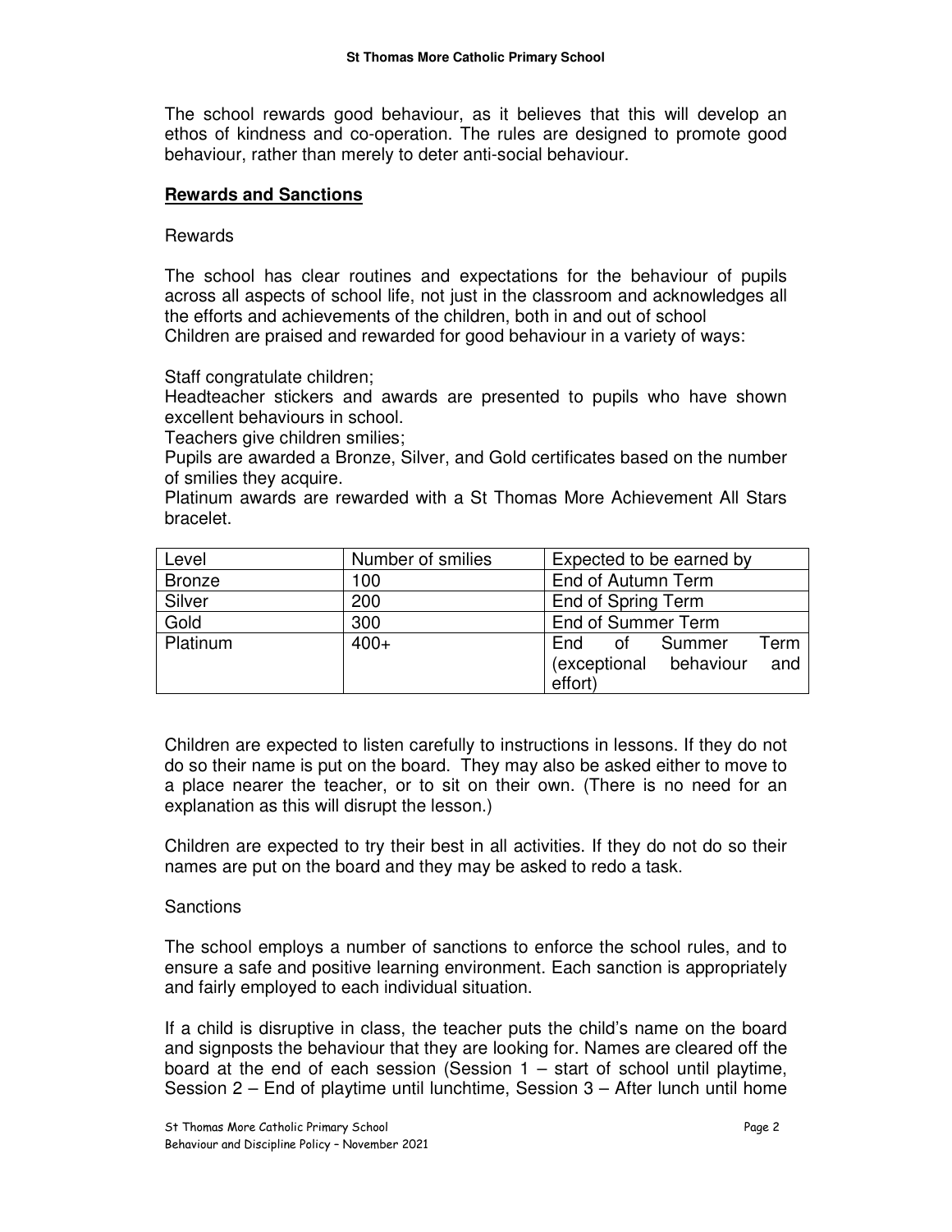The school rewards good behaviour, as it believes that this will develop an ethos of kindness and co-operation. The rules are designed to promote good behaviour, rather than merely to deter anti-social behaviour.

## Rewards and Sanctions

Rewards

The school has clear routines and expectations for the behaviour of pupils across all aspects of school life, not just in the classroom and acknowledges all the efforts and achievements of the children, both in and out of school
Children are praised and rewarded for good behaviour in a variety of ways:

Staff congratulate children;
Headteacher stickers and awards are presented to pupils who have shown excellent behaviours in school.
Teachers give children smilies;
Pupils are awarded a Bronze, Silver, and Gold certificates based on the number of smilies they acquire.
Platinum awards are rewarded with a St Thomas More Achievement All Stars bracelet.

| Level | Number of smilies | Expected to be earned by |
|---|---|---|
| Bronze | 100 | End of Autumn Term |
| Silver | 200 | End of Spring Term |
| Gold | 300 | End of Summer Term |
| Platinum | 400+ | End of Summer Term (exceptional behaviour and effort) |

Children are expected to listen carefully to instructions in lessons. If they do not do so their name is put on the board. They may also be asked either to move to a place nearer the teacher, or to sit on their own. (There is no need for an explanation as this will disrupt the lesson.)

Children are expected to try their best in all activities. If they do not do so their names are put on the board and they may be asked to redo a task.

Sanctions

The school employs a number of sanctions to enforce the school rules, and to ensure a safe and positive learning environment. Each sanction is appropriately and fairly employed to each individual situation.

If a child is disruptive in class, the teacher puts the child's name on the board and signposts the behaviour that they are looking for. Names are cleared off the board at the end of each session (Session 1 – start of school until playtime, Session 2 – End of playtime until lunchtime, Session 3 – After lunch until home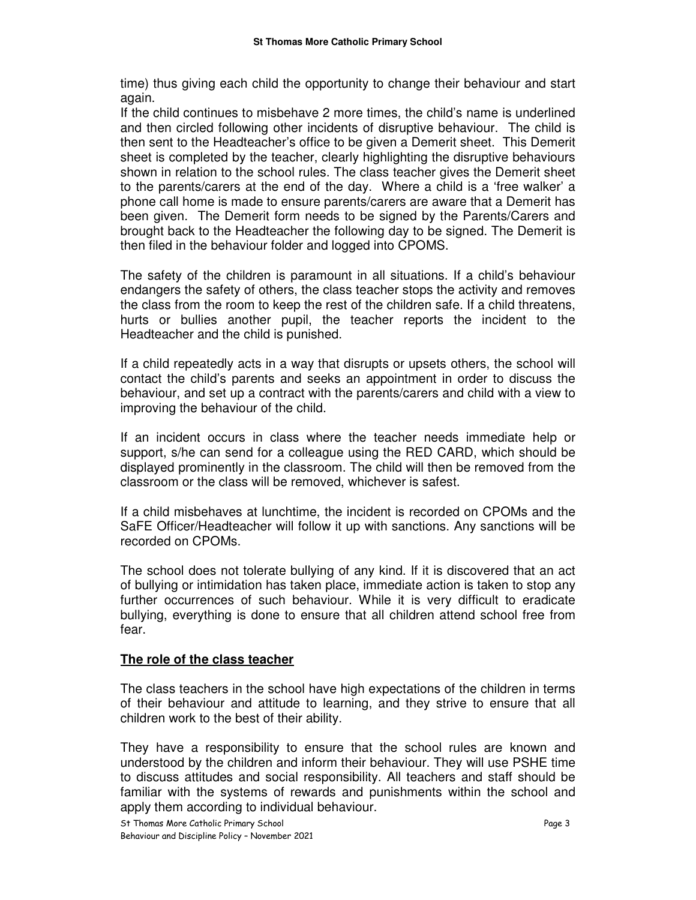time) thus giving each child the opportunity to change their behaviour and start again.

If the child continues to misbehave 2 more times, the child's name is underlined and then circled following other incidents of disruptive behaviour. The child is then sent to the Headteacher's office to be given a Demerit sheet. This Demerit sheet is completed by the teacher, clearly highlighting the disruptive behaviours shown in relation to the school rules. The class teacher gives the Demerit sheet to the parents/carers at the end of the day. Where a child is a 'free walker' a phone call home is made to ensure parents/carers are aware that a Demerit has been given. The Demerit form needs to be signed by the Parents/Carers and brought back to the Headteacher the following day to be signed. The Demerit is then filed in the behaviour folder and logged into CPOMS.

The safety of the children is paramount in all situations. If a child's behaviour endangers the safety of others, the class teacher stops the activity and removes the class from the room to keep the rest of the children safe. If a child threatens, hurts or bullies another pupil, the teacher reports the incident to the Headteacher and the child is punished.

If a child repeatedly acts in a way that disrupts or upsets others, the school will contact the child's parents and seeks an appointment in order to discuss the behaviour, and set up a contract with the parents/carers and child with a view to improving the behaviour of the child.

If an incident occurs in class where the teacher needs immediate help or support, s/he can send for a colleague using the RED CARD, which should be displayed prominently in the classroom. The child will then be removed from the classroom or the class will be removed, whichever is safest.

If a child misbehaves at lunchtime, the incident is recorded on CPOMs and the SaFE Officer/Headteacher will follow it up with sanctions. Any sanctions will be recorded on CPOMs.

The school does not tolerate bullying of any kind. If it is discovered that an act of bullying or intimidation has taken place, immediate action is taken to stop any further occurrences of such behaviour. While it is very difficult to eradicate bullying, everything is done to ensure that all children attend school free from fear.

## The role of the class teacher

The class teachers in the school have high expectations of the children in terms of their behaviour and attitude to learning, and they strive to ensure that all children work to the best of their ability.

They have a responsibility to ensure that the school rules are known and understood by the children and inform their behaviour. They will use PSHE time to discuss attitudes and social responsibility. All teachers and staff should be familiar with the systems of rewards and punishments within the school and apply them according to individual behaviour.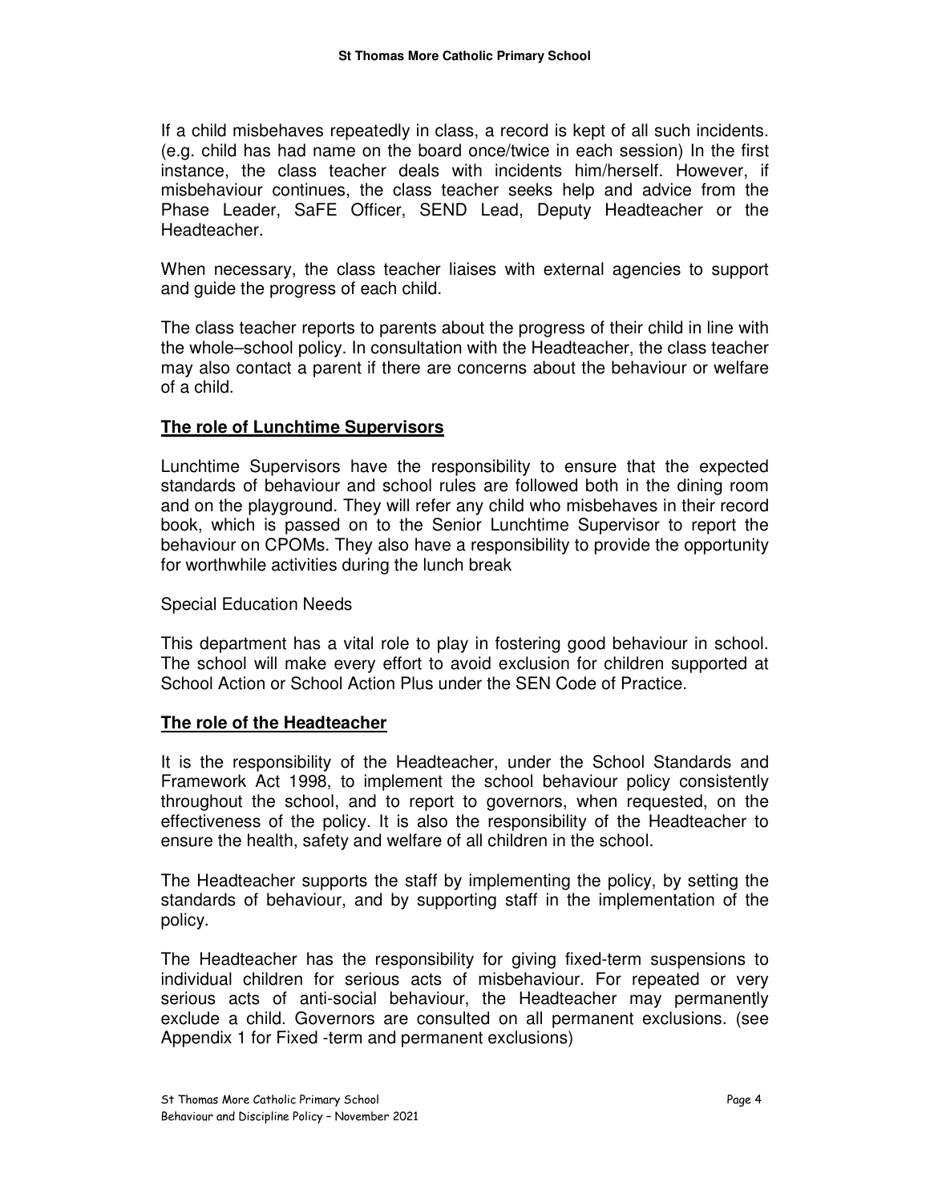If a child misbehaves repeatedly in class, a record is kept of all such incidents. (e.g. child has had name on the board once/twice in each session) In the first instance, the class teacher deals with incidents him/herself. However, if misbehaviour continues, the class teacher seeks help and advice from the Phase Leader, SaFE Officer, SEND Lead, Deputy Headteacher or the Headteacher.

When necessary, the class teacher liaises with external agencies to support and guide the progress of each child.

The class teacher reports to parents about the progress of their child in line with the whole–school policy. In consultation with the Headteacher, the class teacher may also contact a parent if there are concerns about the behaviour or welfare of a child.

## The role of Lunchtime Supervisors

Lunchtime Supervisors have the responsibility to ensure that the expected standards of behaviour and school rules are followed both in the dining room and on the playground. They will refer any child who misbehaves in their record book, which is passed on to the Senior Lunchtime Supervisor to report the behaviour on CPOMs. They also have a responsibility to provide the opportunity for worthwhile activities during the lunch break

Special Education Needs

This department has a vital role to play in fostering good behaviour in school. The school will make every effort to avoid exclusion for children supported at School Action or School Action Plus under the SEN Code of Practice.

## The role of the Headteacher

It is the responsibility of the Headteacher, under the School Standards and Framework Act 1998, to implement the school behaviour policy consistently throughout the school, and to report to governors, when requested, on the effectiveness of the policy. It is also the responsibility of the Headteacher to ensure the health, safety and welfare of all children in the school.

The Headteacher supports the staff by implementing the policy, by setting the standards of behaviour, and by supporting staff in the implementation of the policy.

The Headteacher has the responsibility for giving fixed-term suspensions to individual children for serious acts of misbehaviour. For repeated or very serious acts of anti-social behaviour, the Headteacher may permanently exclude a child. Governors are consulted on all permanent exclusions. (see Appendix 1 for Fixed -term and permanent exclusions)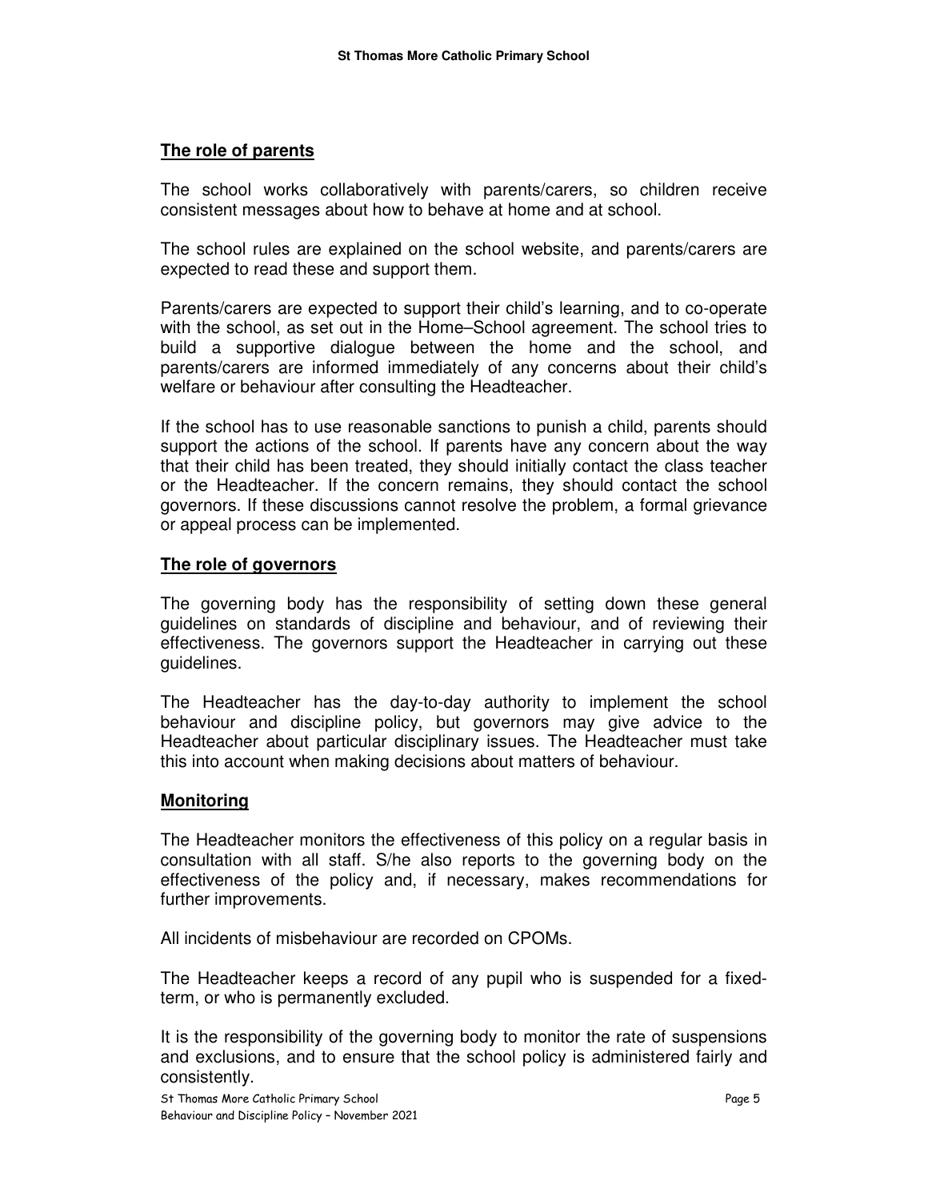## The role of parents

The school works collaboratively with parents/carers, so children receive consistent messages about how to behave at home and at school.

The school rules are explained on the school website, and parents/carers are expected to read these and support them.

Parents/carers are expected to support their child's learning, and to co-operate with the school, as set out in the Home–School agreement. The school tries to build a supportive dialogue between the home and the school, and parents/carers are informed immediately of any concerns about their child's welfare or behaviour after consulting the Headteacher.

If the school has to use reasonable sanctions to punish a child, parents should support the actions of the school. If parents have any concern about the way that their child has been treated, they should initially contact the class teacher or the Headteacher. If the concern remains, they should contact the school governors. If these discussions cannot resolve the problem, a formal grievance or appeal process can be implemented.

## The role of governors

The governing body has the responsibility of setting down these general guidelines on standards of discipline and behaviour, and of reviewing their effectiveness. The governors support the Headteacher in carrying out these guidelines.

The Headteacher has the day-to-day authority to implement the school behaviour and discipline policy, but governors may give advice to the Headteacher about particular disciplinary issues. The Headteacher must take this into account when making decisions about matters of behaviour.

## Monitoring

The Headteacher monitors the effectiveness of this policy on a regular basis in consultation with all staff. S/he also reports to the governing body on the effectiveness of the policy and, if necessary, makes recommendations for further improvements.

All incidents of misbehaviour are recorded on CPOMs.

The Headteacher keeps a record of any pupil who is suspended for a fixed-term, or who is permanently excluded.

It is the responsibility of the governing body to monitor the rate of suspensions and exclusions, and to ensure that the school policy is administered fairly and consistently.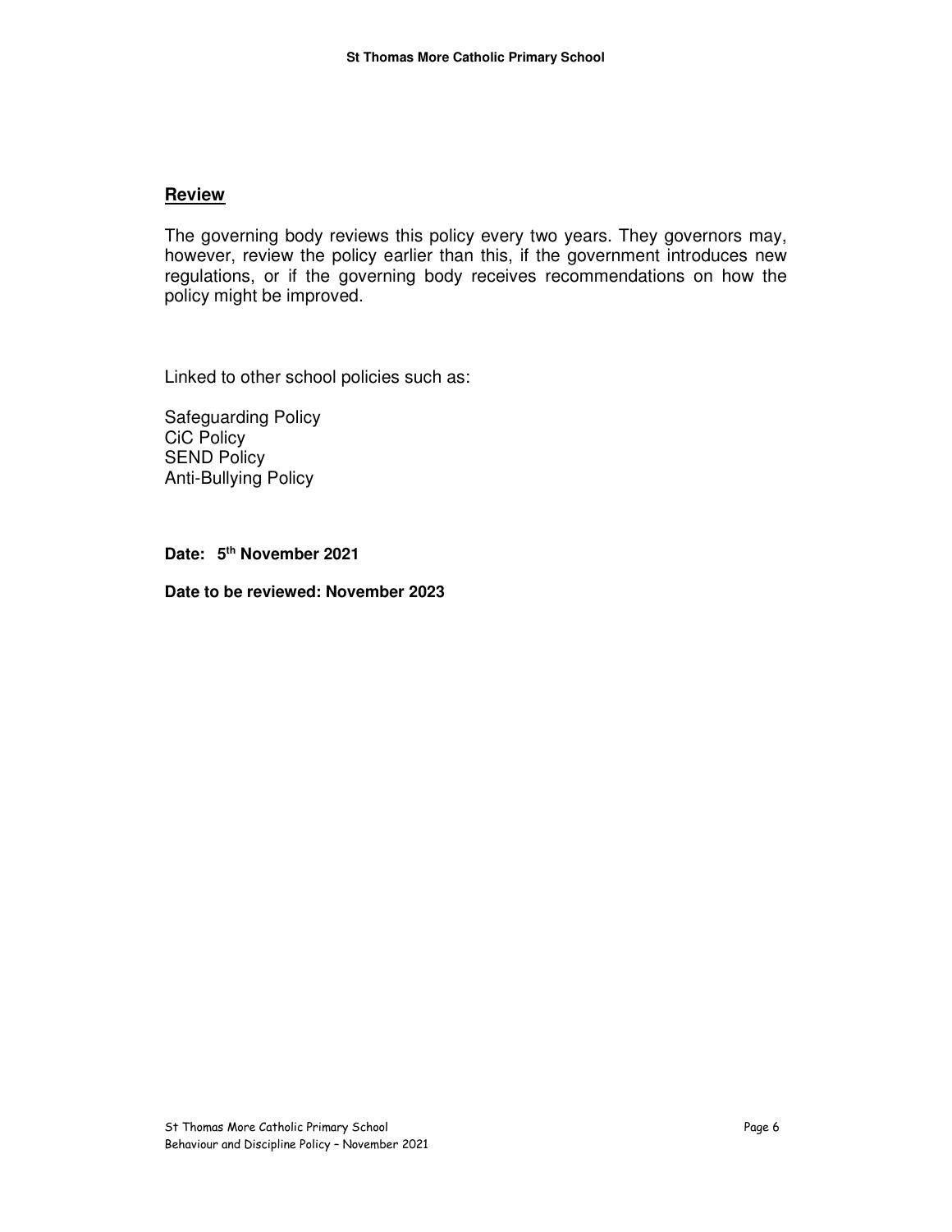## Review

The governing body reviews this policy every two years. They governors may, however, review the policy earlier than this, if the government introduces new regulations, or if the governing body receives recommendations on how the policy might be improved.

Linked to other school policies such as:

Safeguarding Policy
CiC Policy
SEND Policy
Anti-Bullying Policy

**Date: 5th November 2021**

**Date to be reviewed: November 2023**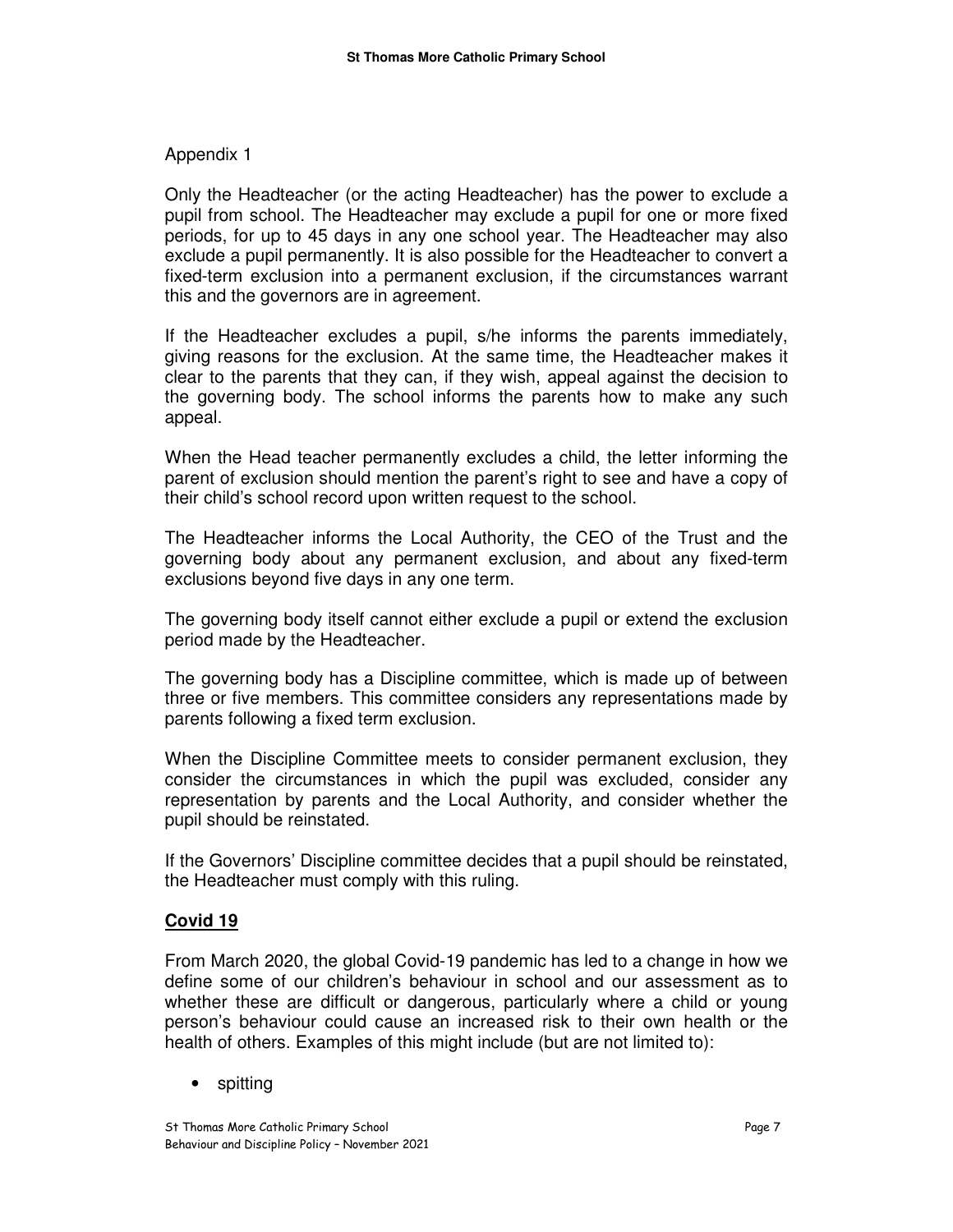Appendix 1

Only the Headteacher (or the acting Headteacher) has the power to exclude a pupil from school. The Headteacher may exclude a pupil for one or more fixed periods, for up to 45 days in any one school year. The Headteacher may also exclude a pupil permanently. It is also possible for the Headteacher to convert a fixed-term exclusion into a permanent exclusion, if the circumstances warrant this and the governors are in agreement.

If the Headteacher excludes a pupil, s/he informs the parents immediately, giving reasons for the exclusion. At the same time, the Headteacher makes it clear to the parents that they can, if they wish, appeal against the decision to the governing body. The school informs the parents how to make any such appeal.

When the Head teacher permanently excludes a child, the letter informing the parent of exclusion should mention the parent's right to see and have a copy of their child's school record upon written request to the school.

The Headteacher informs the Local Authority, the CEO of the Trust and the governing body about any permanent exclusion, and about any fixed-term exclusions beyond five days in any one term.

The governing body itself cannot either exclude a pupil or extend the exclusion period made by the Headteacher.

The governing body has a Discipline committee, which is made up of between three or five members. This committee considers any representations made by parents following a fixed term exclusion.

When the Discipline Committee meets to consider permanent exclusion, they consider the circumstances in which the pupil was excluded, consider any representation by parents and the Local Authority, and consider whether the pupil should be reinstated.

If the Governors' Discipline committee decides that a pupil should be reinstated, the Headteacher must comply with this ruling.

## Covid 19

From March 2020, the global Covid-19 pandemic has led to a change in how we define some of our children's behaviour in school and our assessment as to whether these are difficult or dangerous, particularly where a child or young person's behaviour could cause an increased risk to their own health or the health of others. Examples of this might include (but are not limited to):

- spitting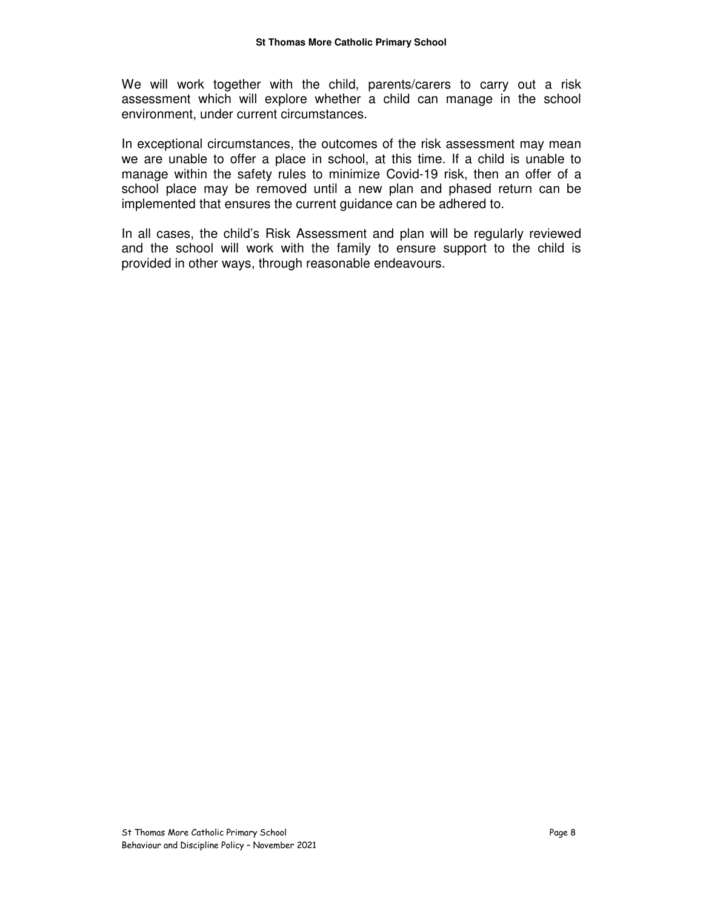We will work together with the child, parents/carers to carry out a risk assessment which will explore whether a child can manage in the school environment, under current circumstances.

In exceptional circumstances, the outcomes of the risk assessment may mean we are unable to offer a place in school, at this time. If a child is unable to manage within the safety rules to minimize Covid-19 risk, then an offer of a school place may be removed until a new plan and phased return can be implemented that ensures the current guidance can be adhered to.

In all cases, the child's Risk Assessment and plan will be regularly reviewed and the school will work with the family to ensure support to the child is provided in other ways, through reasonable endeavours.